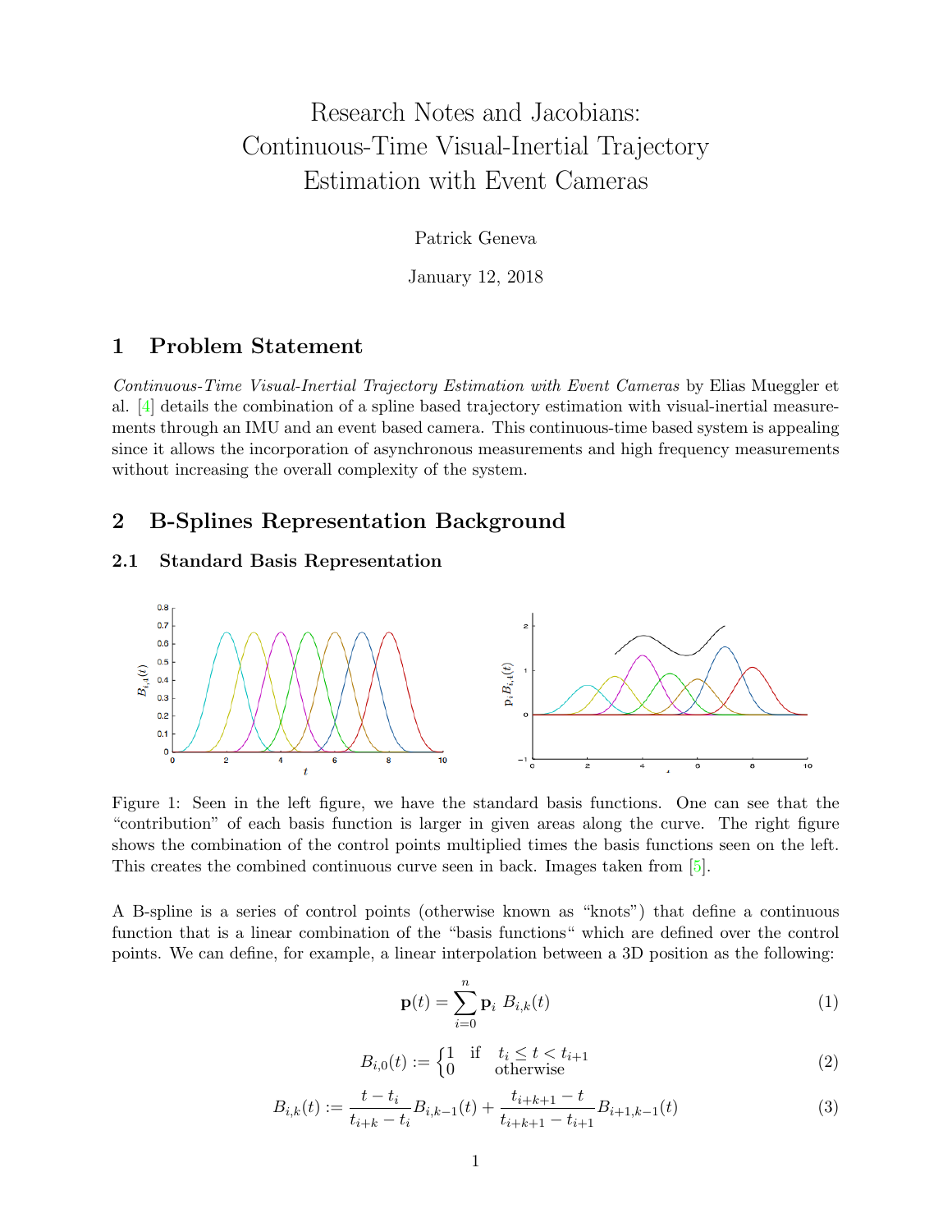# Research Notes and Jacobians: Continuous-Time Visual-Inertial Trajectory Estimation with Event Cameras

Patrick Geneva

January 12, 2018

## 1 Problem Statement

*Continuous-Time Visual-Inertial Trajectory Estimation with Event Cameras* by Elias Mueggler et al. [4] details the combination of a spline based trajectory estimation with visual-inertial measurements through an IMU and an event based camera. This continuous-time based system is appealing since it allows the incorporation of asynchronous measurements and high frequency measurements without increasing the overall complexity of the system.

## 2 B-Splines Representation Background

### 2.1 Standard Basis Representation

Figure 1: Seen in the left figure, we have the standard basis functions. One can see that the "contribution" of each basis function is larger in given areas along the curve. The right figure shows the combination of the control points multiplied times the basis functions seen on the left. This creates the combined continuous curve seen in back. Images taken from [5].

A B-spline is a series of control points (otherwise known as "knots") that define a continuous function that is a linear combination of the "basis functions" which are defined over the control points. We can define, for example, a linear interpolation between a 3D position as the following:

$$\mathbf{p}(t) = \sum_{i=0}^{n} \mathbf{p}_i \; B_{i,k}(t) \tag{1}$$

$$B_{i,0}(t) := \begin{cases} 1 & \text{if} \quad t_i \leq t < t_{i+1} \\ 0 & \text{otherwise} \end{cases} \tag{2}$$

$$B_{i,k}(t) := \frac{t - t_i}{t_{i+k} - t_i} B_{i,k-1}(t) + \frac{t_{i+k+1} - t}{t_{i+k+1} - t_{i+1}} B_{i+1,k-1}(t) \tag{3}$$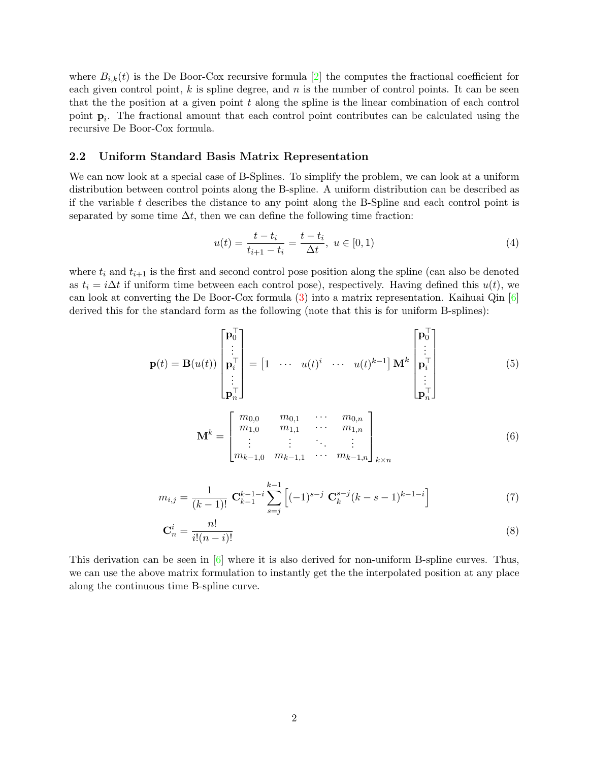where $B_{i,k}(t)$ is the De Boor-Cox recursive formula [2] the computes the fractional coefficient for each given control point, $k$ is spline degree, and $n$ is the number of control points. It can be seen that the the position at a given point $t$ along the spline is the linear combination of each control point $\mathbf{p}_i$. The fractional amount that each control point contributes can be calculated using the recursive De Boor-Cox formula.

### 2.2 Uniform Standard Basis Matrix Representation

We can now look at a special case of B-Splines. To simplify the problem, we can look at a uniform distribution between control points along the B-spline. A uniform distribution can be described as if the variable $t$ describes the distance to any point along the B-Spline and each control point is separated by some time $\Delta t$, then we can define the following time fraction:

$$u(t) = \frac{t - t_i}{t_{i+1} - t_i} = \frac{t - t_i}{\Delta t}, \; u \in [0, 1) \tag{4}$$

where $t_i$ and $t_{i+1}$ is the first and second control pose position along the spline (can also be denoted as $t_i = i\Delta t$ if uniform time between each control pose), respectively. Having defined this $u(t)$, we can look at converting the De Boor-Cox formula (3) into a matrix representation. Kaihuai Qin [6] derived this for the standard form as the following (note that this is for uniform B-splines):

$$\mathbf{p}(t) = \mathbf{B}(u(t)) \begin{bmatrix} \mathbf{p}_0^\top \\ \vdots \\ \mathbf{p}_i^\top \\ \vdots \\ \mathbf{p}_n^\top \end{bmatrix} = \begin{bmatrix} 1 & \cdots & u(t)^i & \cdots & u(t)^{k-1} \end{bmatrix} \mathbf{M}^k \begin{bmatrix} \mathbf{p}_0^\top \\ \vdots \\ \mathbf{p}_i^\top \\ \vdots \\ \mathbf{p}_n^\top \end{bmatrix} \tag{5}$$

$$\mathbf{M}^k = \begin{bmatrix} m_{0,0} & m_{0,1} & \cdots & m_{0,n} \\ m_{1,0} & m_{1,1} & \cdots & m_{1,n} \\ \vdots & \vdots & \ddots & \vdots \\ m_{k-1,0} & m_{k-1,1} & \cdots & m_{k-1,n} \end{bmatrix}_{k \times n} \tag{6}$$

$$m_{i,j} = \frac{1}{(k-1)!} \, \mathbf{C}_{k-1}^{k-1-i} \sum_{s=j}^{k-1} \left[ (-1)^{s-j} \, \mathbf{C}_k^{s-j} (k-s-1)^{k-1-i} \right] \tag{7}$$

$$\mathbf{C}_n^i = \frac{n!}{i!(n-i)!} \tag{8}$$

This derivation can be seen in [6] where it is also derived for non-uniform B-spline curves. Thus, we can use the above matrix formulation to instantly get the the interpolated position at any place along the continuous time B-spline curve.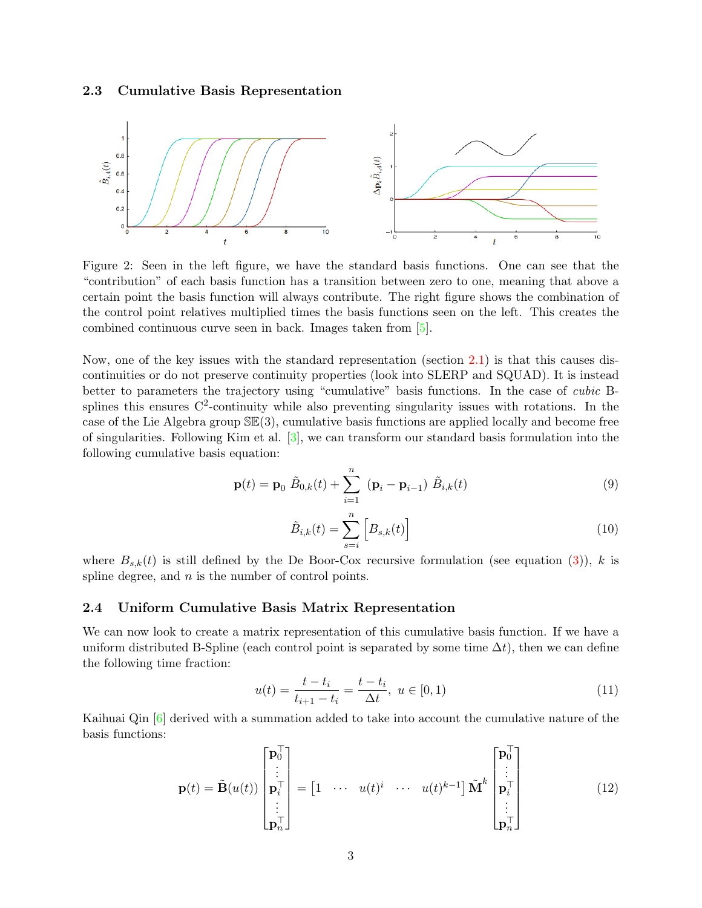## 2.3 Cumulative Basis Representation

Figure 2: Seen in the left figure, we have the standard basis functions. One can see that the "contribution" of each basis function has a transition between zero to one, meaning that above a certain point the basis function will always contribute. The right figure shows the combination of the control point relatives multiplied times the basis functions seen on the left. This creates the combined continuous curve seen in back. Images taken from [5].

Now, one of the key issues with the standard representation (section 2.1) is that this causes discontinuities or do not preserve continuity properties (look into SLERP and SQUAD). It is instead better to parameters the trajectory using "cumulative" basis functions. In the case of *cubic* B-splines this ensures $C^2$-continuity while also preventing singularity issues with rotations. In the case of the Lie Algebra group $\mathbb{SE}(3)$, cumulative basis functions are applied locally and become free of singularities. Following Kim et al. [3], we can transform our standard basis formulation into the following cumulative basis equation:

$$\mathbf{p}(t) = \mathbf{p}_0 \, \tilde{B}_{0,k}(t) + \sum_{i=1}^{n} \, (\mathbf{p}_i - \mathbf{p}_{i-1}) \, \tilde{B}_{i,k}(t) \tag{9}$$

$$\tilde{B}_{i,k}(t) = \sum_{s=i}^{n} \Big[ B_{s,k}(t) \Big] \tag{10}$$

where $B_{s,k}(t)$ is still defined by the De Boor-Cox recursive formulation (see equation (3)), $k$ is spline degree, and $n$ is the number of control points.

## 2.4 Uniform Cumulative Basis Matrix Representation

We can now look to create a matrix representation of this cumulative basis function. If we have a uniform distributed B-Spline (each control point is separated by some time $\Delta t$), then we can define the following time fraction:

$$u(t) = \frac{t - t_i}{t_{i+1} - t_i} = \frac{t - t_i}{\Delta t}, \; u \in [0, 1) \tag{11}$$

Kaihuai Qin [6] derived with a summation added to take into account the cumulative nature of the basis functions:

$$\mathbf{p}(t) = \tilde{\mathbf{B}}(u(t)) \begin{bmatrix} \mathbf{p}_0^\top \\ \vdots \\ \mathbf{p}_i^\top \\ \vdots \\ \mathbf{p}_n^\top \end{bmatrix} = \begin{bmatrix} 1 & \cdots & u(t)^i & \cdots & u(t)^{k-1} \end{bmatrix} \tilde{\mathbf{M}}^k \begin{bmatrix} \mathbf{p}_0^\top \\ \vdots \\ \mathbf{p}_i^\top \\ \vdots \\ \mathbf{p}_n^\top \end{bmatrix} \tag{12}$$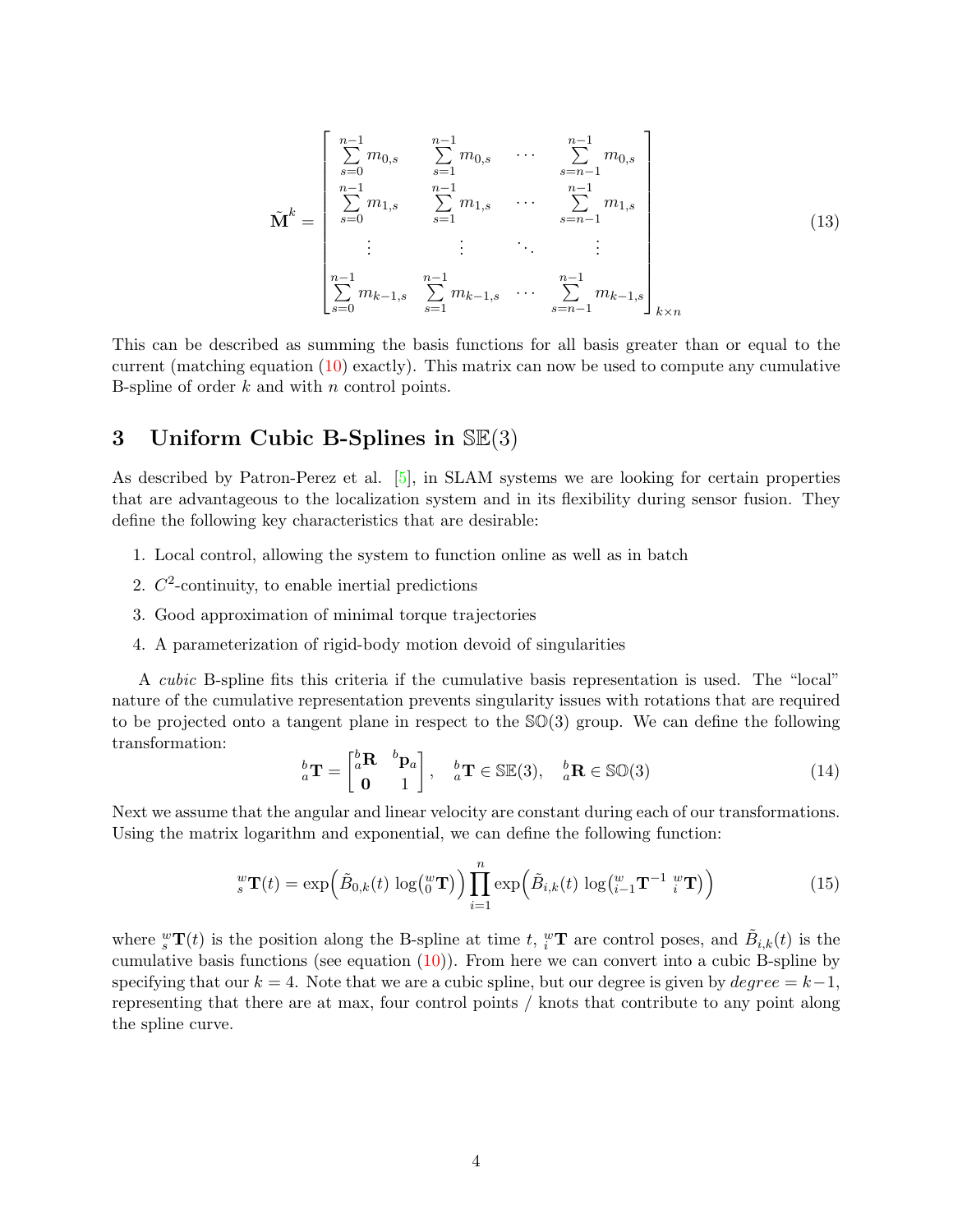$$
\tilde{\mathbf{M}}^k = \begin{bmatrix} \sum_{s=0}^{n-1} m_{0,s} & \sum_{s=1}^{n-1} m_{0,s} & \cdots & \sum_{s=n-1}^{n-1} m_{0,s} \\ \sum_{s=0}^{n-1} m_{1,s} & \sum_{s=1}^{n-1} m_{1,s} & \cdots & \sum_{s=n-1}^{n-1} m_{1,s} \\ \vdots & \vdots & \ddots & \vdots \\ \sum_{s=0}^{n-1} m_{k-1,s} & \sum_{s=1}^{n-1} m_{k-1,s} & \cdots & \sum_{s=n-1}^{n-1} m_{k-1,s} \end{bmatrix}_{k \times n} \tag{13}
$$

This can be described as summing the basis functions for all basis greater than or equal to the current (matching equation (10) exactly). This matrix can now be used to compute any cumulative B-spline of order $k$ and with $n$ control points.

## 3 Uniform Cubic B-Splines in $\mathbb{SE}(3)$

As described by Patron-Perez et al. [5], in SLAM systems we are looking for certain properties that are advantageous to the localization system and in its flexibility during sensor fusion. They define the following key characteristics that are desirable:

1. Local control, allowing the system to function online as well as in batch
2. $C^2$-continuity, to enable inertial predictions
3. Good approximation of minimal torque trajectories
4. A parameterization of rigid-body motion devoid of singularities

A *cubic* B-spline fits this criteria if the cumulative basis representation is used. The "local" nature of the cumulative representation prevents singularity issues with rotations that are required to be projected onto a tangent plane in respect to the $\mathbb{SO}(3)$ group. We can define the following transformation:

$$
{}^b_a\mathbf{T} = \begin{bmatrix} {}^b_a\mathbf{R} & {}^b\mathbf{p}_a \\ \mathbf{0} & 1 \end{bmatrix}, \quad {}^b_a\mathbf{T} \in \mathbb{SE}(3), \quad {}^b_a\mathbf{R} \in \mathbb{SO}(3) \tag{14}
$$

Next we assume that the angular and linear velocity are constant during each of our transformations. Using the matrix logarithm and exponential, we can define the following function:

$$
{}^w_s\mathbf{T}(t) = \exp\Big(\tilde{B}_{0,k}(t)\,\log\big({}^w_0\mathbf{T}\big)\Big) \prod_{i=1}^{n} \exp\Big(\tilde{B}_{i,k}(t)\,\log\big({}^w_{i-1}\mathbf{T}^{-1}\;{}^w_i\mathbf{T}\big)\Big) \tag{15}
$$

where ${}^w_s\mathbf{T}(t)$ is the position along the B-spline at time $t$, ${}^w_i\mathbf{T}$ are control poses, and $\tilde{B}_{i,k}(t)$ is the cumulative basis functions (see equation (10)). From here we can convert into a cubic B-spline by specifying that our $k = 4$. Note that we are a cubic spline, but our degree is given by $degree = k-1$, representing that there are at max, four control points / knots that contribute to any point along the spline curve.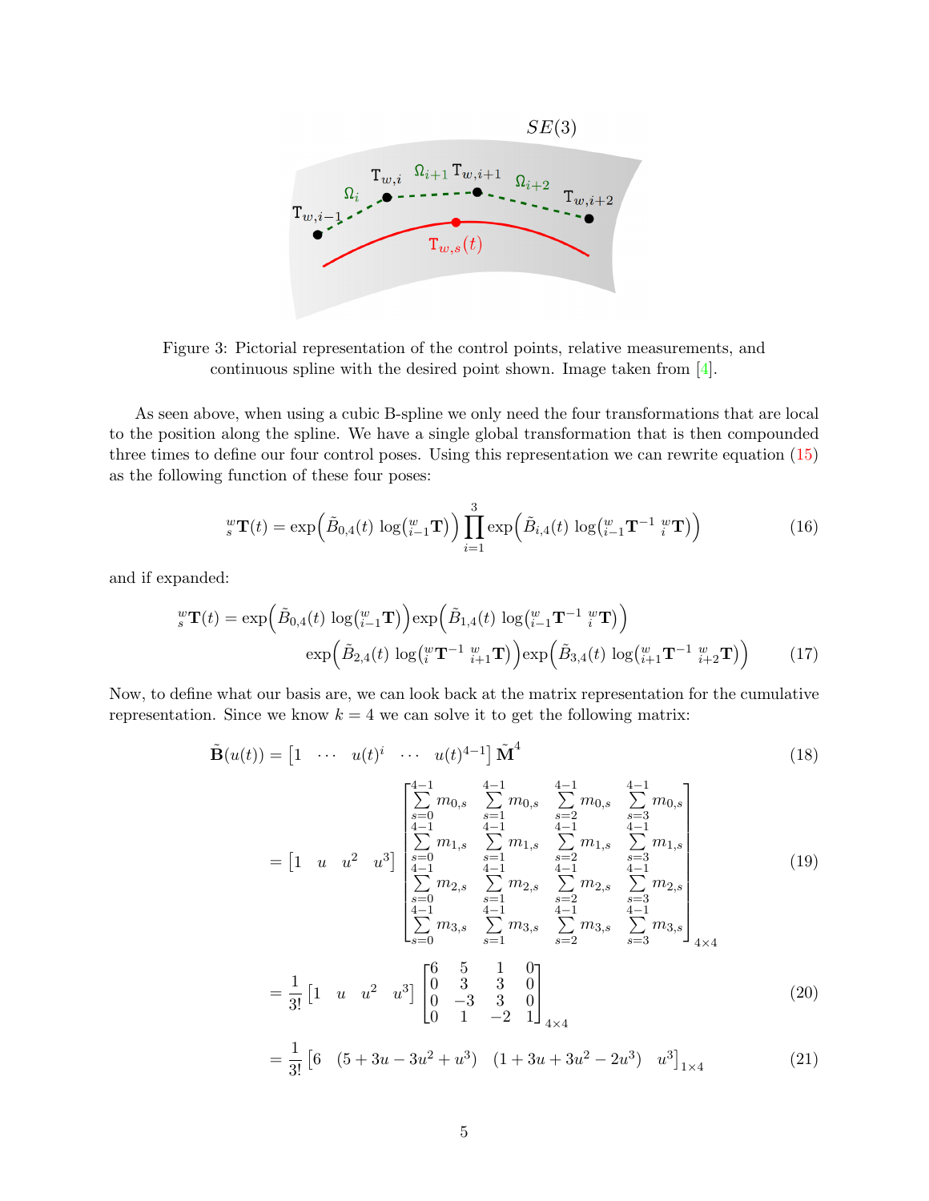Figure 3: Pictorial representation of the control points, relative measurements, and continuous spline with the desired point shown. Image taken from [4].

As seen above, when using a cubic B-spline we only need the four transformations that are local to the position along the spline. We have a single global transformation that is then compounded three times to define our four control poses. Using this representation we can rewrite equation (15) as the following function of these four poses:

$$ {}^{w}_{s}\mathbf{T}(t) = \exp\Big(\tilde{B}_{0,4}(t)\ \log\big({}^{w}_{i-1}\mathbf{T}\big)\Big) \prod_{i=1}^{3} \exp\Big(\tilde{B}_{i,4}(t)\ \log\big({}^{w}_{i-1}\mathbf{T}^{-1}\ {}^{w}_{i}\mathbf{T}\big)\Big) \tag{16} $$

and if expanded:

$$ \begin{aligned} {}^{w}_{s}\mathbf{T}(t) = \exp\Big(\tilde{B}_{0,4}(t)\ \log\big({}^{w}_{i-1}\mathbf{T}\big)\Big) \exp\Big(\tilde{B}_{1,4}(t)\ \log\big({}^{w}_{i-1}\mathbf{T}^{-1}\ {}^{w}_{i}\mathbf{T}\big)\Big) \\ \exp\Big(\tilde{B}_{2,4}(t)\ \log\big({}^{w}_{i}\mathbf{T}^{-1}\ {}^{w}_{i+1}\mathbf{T}\big)\Big) \exp\Big(\tilde{B}_{3,4}(t)\ \log\big({}^{w}_{i+1}\mathbf{T}^{-1}\ {}^{w}_{i+2}\mathbf{T}\big)\Big) \end{aligned} \tag{17} $$

Now, to define what our basis are, we can look back at the matrix representation for the cumulative representation. Since we know $k = 4$ we can solve it to get the following matrix:

$$ \tilde{\mathbf{B}}(u(t)) = \begin{bmatrix} 1 & \cdots & u(t)^i & \cdots & u(t)^{4-1} \end{bmatrix} \tilde{\mathbf{M}}^4 \tag{18} $$

$$ = \begin{bmatrix} 1 & u & u^2 & u^3 \end{bmatrix} \begin{bmatrix} \sum_{s=0}^{4-1} m_{0,s} & \sum_{s=1}^{4-1} m_{0,s} & \sum_{s=2}^{4-1} m_{0,s} & \sum_{s=3}^{4-1} m_{0,s} \\ \sum_{s=0}^{4-1} m_{1,s} & \sum_{s=1}^{4-1} m_{1,s} & \sum_{s=2}^{4-1} m_{1,s} & \sum_{s=3}^{4-1} m_{1,s} \\ \sum_{s=0}^{4-1} m_{2,s} & \sum_{s=1}^{4-1} m_{2,s} & \sum_{s=2}^{4-1} m_{2,s} & \sum_{s=3}^{4-1} m_{2,s} \\ \sum_{s=0}^{4-1} m_{3,s} & \sum_{s=1}^{4-1} m_{3,s} & \sum_{s=2}^{4-1} m_{3,s} & \sum_{s=3}^{4-1} m_{3,s} \end{bmatrix}_{4\times4} \tag{19} $$

$$ = \frac{1}{3!} \begin{bmatrix} 1 & u & u^2 & u^3 \end{bmatrix} \begin{bmatrix} 6 & 5 & 1 & 0 \\ 0 & 3 & 3 & 0 \\ 0 & -3 & 3 & 0 \\ 0 & 1 & -2 & 1 \end{bmatrix}_{4\times4} \tag{20} $$

$$ = \frac{1}{3!} \begin{bmatrix} 6 & (5 + 3u - 3u^2 + u^3) & (1 + 3u + 3u^2 - 2u^3) & u^3 \end{bmatrix}_{1\times4} \tag{21} $$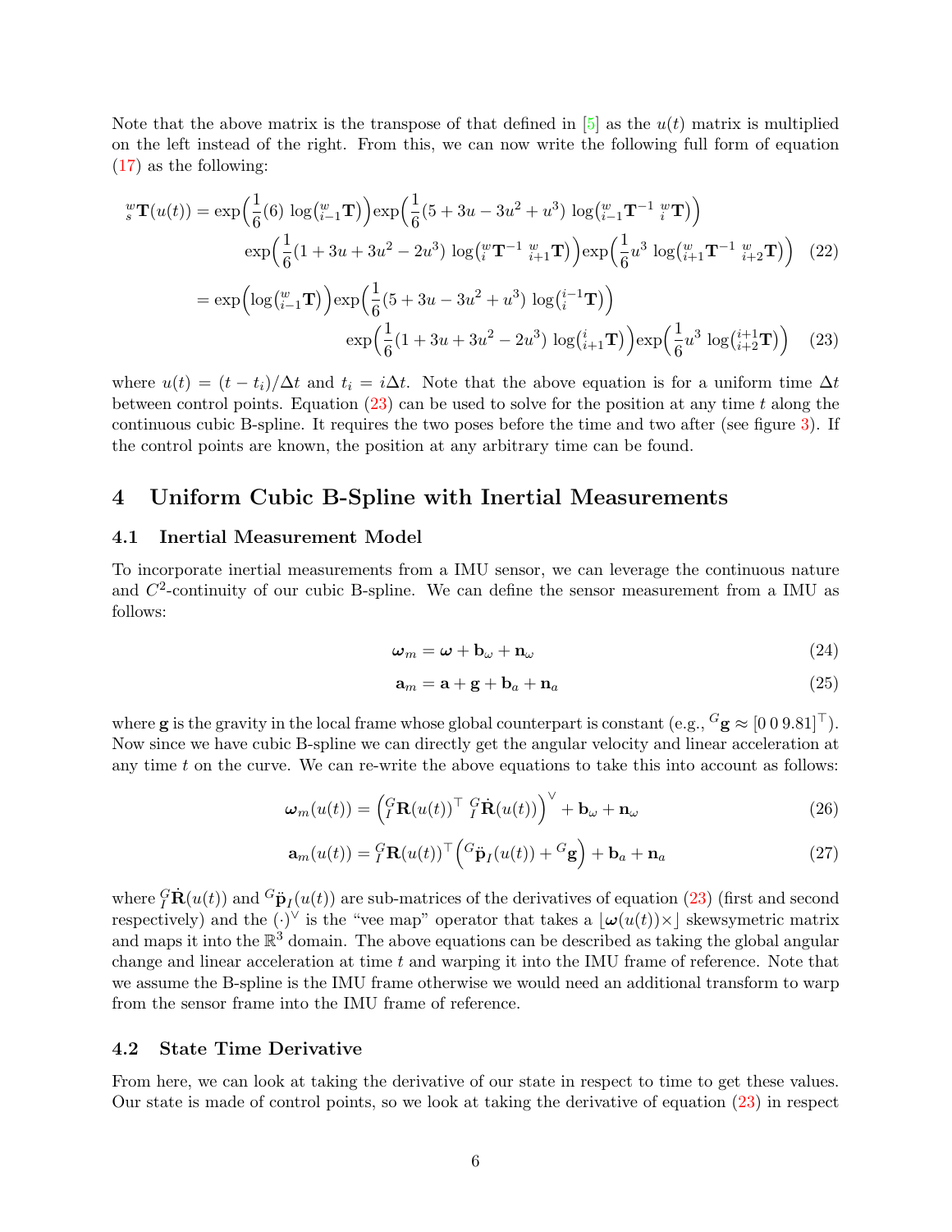Note that the above matrix is the transpose of that defined in [5] as the $u(t)$ matrix is multiplied on the left instead of the right. From this, we can now write the following full form of equation (17) as the following:

$$
\begin{aligned}
{}^{w}_{s}\mathbf{T}(u(t)) &= \exp\Big(\frac{1}{6}(6)\ \log\big({}^{w}_{i-1}\mathbf{T}\big)\Big)\exp\Big(\frac{1}{6}(5+3u-3u^2+u^3)\ \log\big({}^{w}_{i-1}\mathbf{T}^{-1}\ {}^{w}_{i}\mathbf{T}\big)\Big) \\
&\qquad \exp\Big(\frac{1}{6}(1+3u+3u^2-2u^3)\ \log\big({}^{w}_{i}\mathbf{T}^{-1}\ {}^{w}_{i+1}\mathbf{T}\big)\Big)\exp\Big(\frac{1}{6}u^3\ \log\big({}^{w}_{i+1}\mathbf{T}^{-1}\ {}^{w}_{i+2}\mathbf{T}\big)\Big) \qquad (22) \\
&= \exp\Big(\log\big({}^{w}_{i-1}\mathbf{T}\big)\Big)\exp\Big(\frac{1}{6}(5+3u-3u^2+u^3)\ \log\big({}^{i-1}_{i}\mathbf{T}\big)\Big) \\
&\qquad \exp\Big(\frac{1}{6}(1+3u+3u^2-2u^3)\ \log\big({}^{i}_{i+1}\mathbf{T}\big)\Big)\exp\Big(\frac{1}{6}u^3\ \log\big({}^{i+1}_{i+2}\mathbf{T}\big)\Big) \qquad (23)
\end{aligned}
$$

where $u(t) = (t - t_i)/\Delta t$ and $t_i = i\Delta t$. Note that the above equation is for a uniform time $\Delta t$ between control points. Equation (23) can be used to solve for the position at any time $t$ along the continuous cubic B-spline. It requires the two poses before the time and two after (see figure 3). If the control points are known, the position at any arbitrary time can be found.

## 4 Uniform Cubic B-Spline with Inertial Measurements

### 4.1 Inertial Measurement Model

To incorporate inertial measurements from a IMU sensor, we can leverage the continuous nature and $C^2$-continuity of our cubic B-spline. We can define the sensor measurement from a IMU as follows:

$$\boldsymbol{\omega}_m = \boldsymbol{\omega} + \mathbf{b}_\omega + \mathbf{n}_\omega \qquad (24)$$

$$\mathbf{a}_m = \mathbf{a} + \mathbf{g} + \mathbf{b}_a + \mathbf{n}_a \qquad (25)$$

where $\mathbf{g}$ is the gravity in the local frame whose global counterpart is constant (e.g., ${}^{G}\mathbf{g} \approx [0\ 0\ 9.81]^\top$). Now since we have cubic B-spline we can directly get the angular velocity and linear acceleration at any time $t$ on the curve. We can re-write the above equations to take this into account as follows:

$$\boldsymbol{\omega}_m(u(t)) = \Big({}^{G}_{I}\mathbf{R}(u(t))^\top\ {}^{G}_{I}\dot{\mathbf{R}}(u(t))\Big)^\vee + \mathbf{b}_\omega + \mathbf{n}_\omega \qquad (26)$$

$$\mathbf{a}_m(u(t)) = {}^{G}_{I}\mathbf{R}(u(t))^\top\Big({}^{G}\ddot{\mathbf{p}}_I(u(t)) + {}^{G}\mathbf{g}\Big) + \mathbf{b}_a + \mathbf{n}_a \qquad (27)$$

where ${}^{G}_{I}\dot{\mathbf{R}}(u(t))$ and ${}^{G}\ddot{\mathbf{p}}_I(u(t))$ are sub-matrices of the derivatives of equation (23) (first and second respectively) and the $(\cdot)^\vee$ is the "vee map" operator that takes a $\lfloor\boldsymbol{\omega}(u(t))\times\rfloor$ skewsymetric matrix and maps it into the $\mathbb{R}^3$ domain. The above equations can be described as taking the global angular change and linear acceleration at time $t$ and warping it into the IMU frame of reference. Note that we assume the B-spline is the IMU frame otherwise we would need an additional transform to warp from the sensor frame into the IMU frame of reference.

### 4.2 State Time Derivative

From here, we can look at taking the derivative of our state in respect to time to get these values. Our state is made of control points, so we look at taking the derivative of equation (23) in respect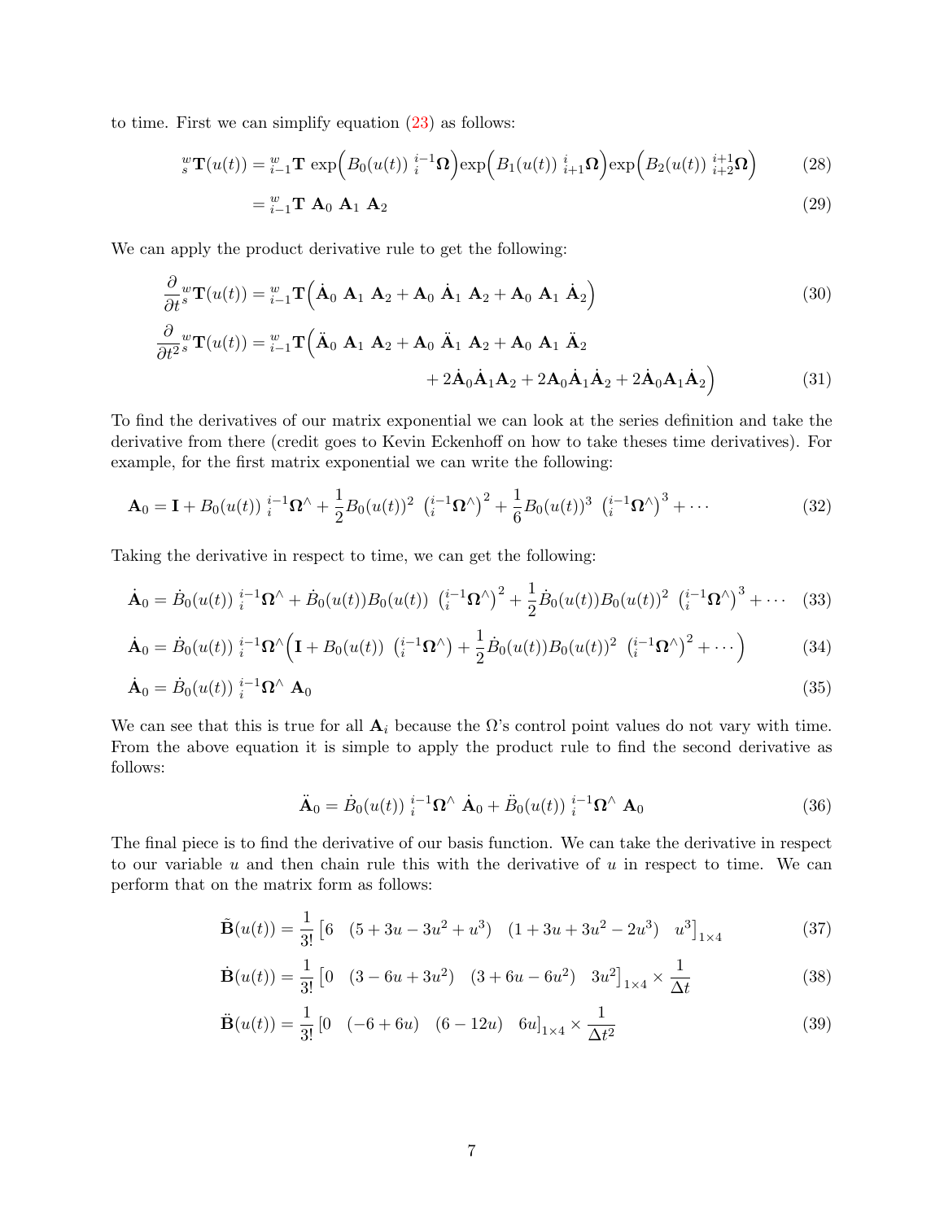to time. First we can simplify equation (23) as follows:

$$
{}^{w}_{s}\mathbf{T}(u(t)) = {}^{w}_{i-1}\mathbf{T}\ \exp\Big(B_0(u(t))\ {}^{i-1}_{i}\boldsymbol{\Omega}\Big)\exp\Big(B_1(u(t))\ {}^{i}_{i+1}\boldsymbol{\Omega}\Big)\exp\Big(B_2(u(t))\ {}^{i+1}_{i+2}\boldsymbol{\Omega}\Big) \tag{28}
$$

$$
= {}^{w}_{i-1}\mathbf{T}\ \mathbf{A}_0\ \mathbf{A}_1\ \mathbf{A}_2 \tag{29}
$$

We can apply the product derivative rule to get the following:

$$
\frac{\partial}{\partial t}{}^{w}_{s}\mathbf{T}(u(t)) = {}^{w}_{i-1}\mathbf{T}\Big(\dot{\mathbf{A}}_0\ \mathbf{A}_1\ \mathbf{A}_2 + \mathbf{A}_0\ \dot{\mathbf{A}}_1\ \mathbf{A}_2 + \mathbf{A}_0\ \mathbf{A}_1\ \dot{\mathbf{A}}_2\Big) \tag{30}
$$

$$
\frac{\partial}{\partial t^2}{}^{w}_{s}\mathbf{T}(u(t)) = {}^{w}_{i-1}\mathbf{T}\Big(\ddot{\mathbf{A}}_0\ \mathbf{A}_1\ \mathbf{A}_2 + \mathbf{A}_0\ \ddot{\mathbf{A}}_1\ \mathbf{A}_2 + \mathbf{A}_0\ \mathbf{A}_1\ \ddot{\mathbf{A}}_2 + 2\dot{\mathbf{A}}_0\dot{\mathbf{A}}_1\mathbf{A}_2 + 2\mathbf{A}_0\dot{\mathbf{A}}_1\dot{\mathbf{A}}_2 + 2\dot{\mathbf{A}}_0\mathbf{A}_1\dot{\mathbf{A}}_2\Big) \tag{31}
$$

To find the derivatives of our matrix exponential we can look at the series definition and take the derivative from there (credit goes to Kevin Eckenhoff on how to take theses time derivatives). For example, for the first matrix exponential we can write the following:

$$
\mathbf{A}_0 = \mathbf{I} + B_0(u(t))\ {}^{i-1}_{i}\boldsymbol{\Omega}^{\wedge} + \frac{1}{2}B_0(u(t))^2\ \left({}^{i-1}_{i}\boldsymbol{\Omega}^{\wedge}\right)^2 + \frac{1}{6}B_0(u(t))^3\ \left({}^{i-1}_{i}\boldsymbol{\Omega}^{\wedge}\right)^3 + \cdots \tag{32}
$$

Taking the derivative in respect to time, we can get the following:

$$
\dot{\mathbf{A}}_0 = \dot{B}_0(u(t))\ {}^{i-1}_{i}\boldsymbol{\Omega}^{\wedge} + \dot{B}_0(u(t))B_0(u(t))\ \left({}^{i-1}_{i}\boldsymbol{\Omega}^{\wedge}\right)^2 + \frac{1}{2}\dot{B}_0(u(t))B_0(u(t))^2\ \left({}^{i-1}_{i}\boldsymbol{\Omega}^{\wedge}\right)^3 + \cdots \tag{33}
$$

$$
\dot{\mathbf{A}}_0 = \dot{B}_0(u(t))\ {}^{i-1}_{i}\boldsymbol{\Omega}^{\wedge}\Big(\mathbf{I} + B_0(u(t))\ \left({}^{i-1}_{i}\boldsymbol{\Omega}^{\wedge}\right) + \frac{1}{2}\dot{B}_0(u(t))B_0(u(t))^2\ \left({}^{i-1}_{i}\boldsymbol{\Omega}^{\wedge}\right)^2 + \cdots\Big) \tag{34}
$$

$$
\dot{\mathbf{A}}_0 = \dot{B}_0(u(t))\ {}^{i-1}_{i}\boldsymbol{\Omega}^{\wedge}\ \mathbf{A}_0 \tag{35}
$$

We can see that this is true for all $\mathbf{A}_i$ because the $\Omega$'s control point values do not vary with time. From the above equation it is simple to apply the product rule to find the second derivative as follows:

$$
\ddot{\mathbf{A}}_0 = \dot{B}_0(u(t))\ {}^{i-1}_{i}\boldsymbol{\Omega}^{\wedge}\ \dot{\mathbf{A}}_0 + \ddot{B}_0(u(t))\ {}^{i-1}_{i}\boldsymbol{\Omega}^{\wedge}\ \mathbf{A}_0 \tag{36}
$$

The final piece is to find the derivative of our basis function. We can take the derivative in respect to our variable $u$ and then chain rule this with the derivative of $u$ in respect to time. We can perform that on the matrix form as follows:

$$
\tilde{\mathbf{B}}(u(t)) = \frac{1}{3!}\begin{bmatrix}6 & (5+3u-3u^2+u^3) & (1+3u+3u^2-2u^3) & u^3\end{bmatrix}_{1\times 4} \tag{37}
$$

$$
\dot{\mathbf{B}}(u(t)) = \frac{1}{3!}\begin{bmatrix}0 & (3-6u+3u^2) & (3+6u-6u^2) & 3u^2\end{bmatrix}_{1\times 4} \times \frac{1}{\Delta t} \tag{38}
$$

$$
\ddot{\mathbf{B}}(u(t)) = \frac{1}{3!}\begin{bmatrix}0 & (-6+6u) & (6-12u) & 6u\end{bmatrix}_{1\times 4} \times \frac{1}{\Delta t^2} \tag{39}
$$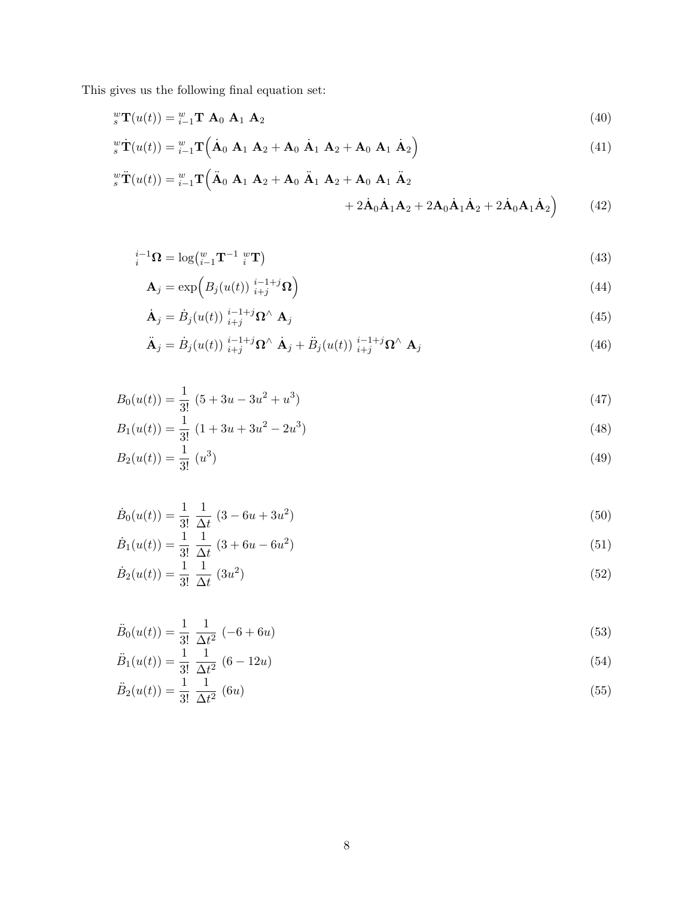This gives us the following final equation set:

$$ {}^{w}_{s}\mathbf{T}(u(t)) = {}^{w}_{i-1}\mathbf{T}\ \mathbf{A}_0\ \mathbf{A}_1\ \mathbf{A}_2 \tag{40} $$

$$ {}^{w}_{s}\dot{\mathbf{T}}(u(t)) = {}^{w}_{i-1}\mathbf{T}\Big(\dot{\mathbf{A}}_0\ \mathbf{A}_1\ \mathbf{A}_2 + \mathbf{A}_0\ \dot{\mathbf{A}}_1\ \mathbf{A}_2 + \mathbf{A}_0\ \mathbf{A}_1\ \dot{\mathbf{A}}_2\Big) \tag{41} $$

$$ \begin{aligned} {}^{w}_{s}\ddot{\mathbf{T}}(u(t)) = {}^{w}_{i-1}\mathbf{T}\Big(&\ddot{\mathbf{A}}_0\ \mathbf{A}_1\ \mathbf{A}_2 + \mathbf{A}_0\ \ddot{\mathbf{A}}_1\ \mathbf{A}_2 + \mathbf{A}_0\ \mathbf{A}_1\ \ddot{\mathbf{A}}_2 \\ &+ 2\dot{\mathbf{A}}_0\dot{\mathbf{A}}_1\mathbf{A}_2 + 2\mathbf{A}_0\dot{\mathbf{A}}_1\dot{\mathbf{A}}_2 + 2\dot{\mathbf{A}}_0\mathbf{A}_1\dot{\mathbf{A}}_2\Big) \end{aligned} \tag{42} $$

$$ {}^{i-1}_{i}\mathbf{\Omega} = \log\big({}^{w}_{i-1}\mathbf{T}^{-1}\ {}^{w}_{i}\mathbf{T}\big) \tag{43} $$

$$ \mathbf{A}_j = \exp\Big(B_j(u(t))\ {}^{i-1+j}_{i+j}\mathbf{\Omega}\Big) \tag{44} $$

$$ \dot{\mathbf{A}}_j = \dot{B}_j(u(t))\ {}^{i-1+j}_{i+j}\mathbf{\Omega}^{\wedge}\ \mathbf{A}_j \tag{45} $$

$$ \ddot{\mathbf{A}}_j = \dot{B}_j(u(t))\ {}^{i-1+j}_{i+j}\mathbf{\Omega}^{\wedge}\ \dot{\mathbf{A}}_j + \ddot{B}_j(u(t))\ {}^{i-1+j}_{i+j}\mathbf{\Omega}^{\wedge}\ \mathbf{A}_j \tag{46} $$

$$ B_0(u(t)) = \frac{1}{3!}\ (5 + 3u - 3u^2 + u^3) \tag{47} $$

$$ B_1(u(t)) = \frac{1}{3!}\ (1 + 3u + 3u^2 - 2u^3) \tag{48} $$

$$ B_2(u(t)) = \frac{1}{3!}\ (u^3) \tag{49} $$

$$ \dot{B}_0(u(t)) = \frac{1}{3!}\ \frac{1}{\Delta t}\ (3 - 6u + 3u^2) \tag{50} $$

$$ \dot{B}_1(u(t)) = \frac{1}{3!}\ \frac{1}{\Delta t}\ (3 + 6u - 6u^2) \tag{51} $$

$$ \dot{B}_2(u(t)) = \frac{1}{3!}\ \frac{1}{\Delta t}\ (3u^2) \tag{52} $$

$$ \ddot{B}_0(u(t)) = \frac{1}{3!}\ \frac{1}{\Delta t^2}\ (-6 + 6u) \tag{53} $$

$$ \ddot{B}_1(u(t)) = \frac{1}{3!}\ \frac{1}{\Delta t^2}\ (6 - 12u) \tag{54} $$

$$ \ddot{B}_2(u(t)) = \frac{1}{3!}\ \frac{1}{\Delta t^2}\ (6u) \tag{55} $$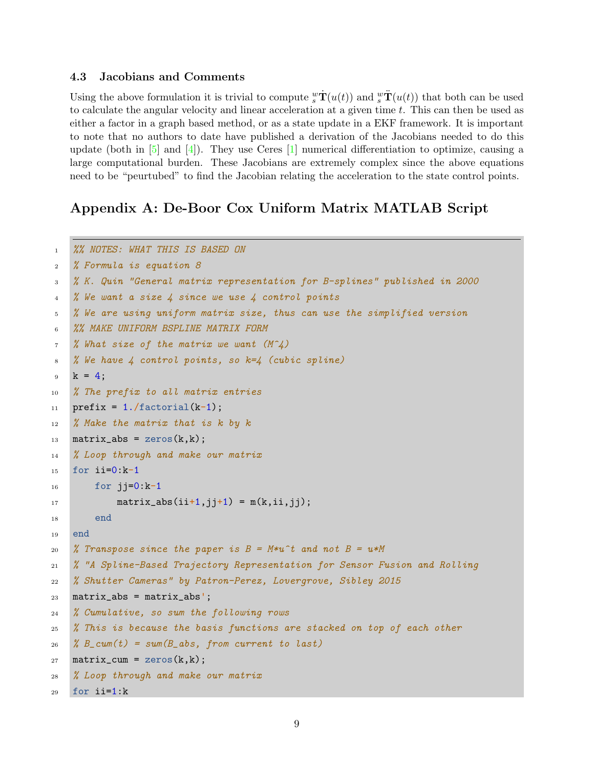### 4.3 Jacobians and Comments

Using the above formulation it is trivial to compute ${}^{w}_{s}\dot{\mathbf{T}}(u(t))$ and ${}^{w}_{s}\ddot{\mathbf{T}}(u(t))$ that both can be used to calculate the angular velocity and linear acceleration at a given time $t$. This can then be used as either a factor in a graph based method, or as a state update in a EKF framework. It is important to note that no authors to date have published a derivation of the Jacobians needed to do this update (both in [5] and [4]). They use Ceres [1] numerical differentiation to optimize, causing a large computational burden. These Jacobians are extremely complex since the above equations need to be "peurtubed" to find the Jacobian relating the acceleration to the state control points.

## Appendix A: De-Boor Cox Uniform Matrix MATLAB Script

```
%% NOTES: WHAT THIS IS BASED ON
% Formula is equation 8
% K. Quin "General matrix representation for B-splines" published in 2000
% We want a size 4 since we use 4 control points
% We are using uniform matrix size, thus can use the simplified version
%% MAKE UNIFORM BSPLINE MATRIX FORM
% What size of the matrix we want (M^4)
% We have 4 control points, so k=4 (cubic spline)
k = 4;
% The prefix to all matrix entries
prefix = 1./factorial(k-1);
% Make the matrix that is k by k
matrix_abs = zeros(k,k);
% Loop through and make our matrix
for ii=0:k-1
    for jj=0:k-1
        matrix_abs(ii+1,jj+1) = m(k,ii,jj);
    end
end
% Transpose since the paper is B = M*u^t and not B = u*M
% "A Spline-Based Trajectory Representation for Sensor Fusion and Rolling
% Shutter Cameras" by Patron-Perez, Lovergrove, Sibley 2015
matrix_abs = matrix_abs';
% Cumulative, so sum the following rows
% This is because the basis functions are stacked on top of each other
% B_cum(t) = sum(B_abs, from current to last)
matrix_cum = zeros(k,k);
% Loop through and make our matrix
for ii=1:k
```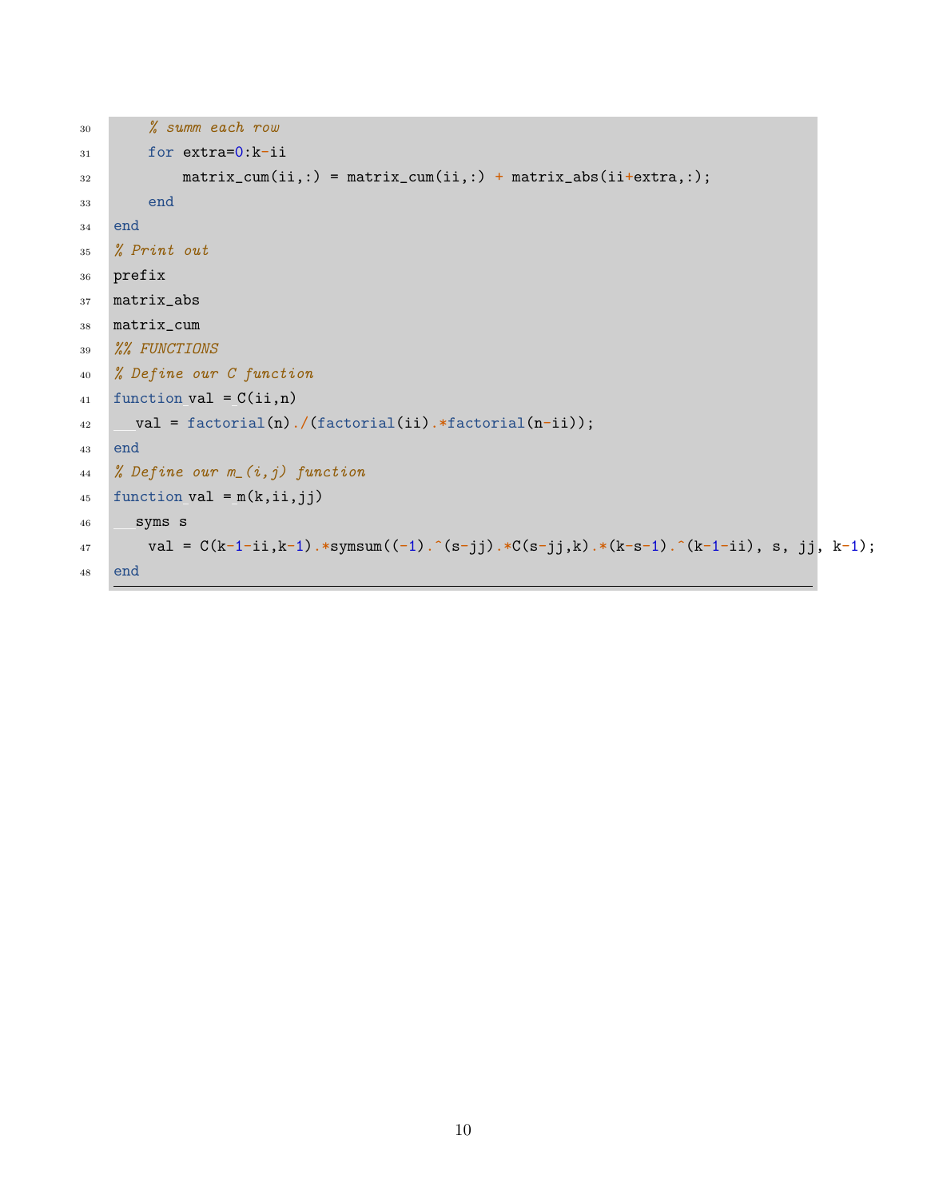```matlab
    % summ each row
    for extra=0:k-ii
        matrix_cum(ii,:) = matrix_cum(ii,:) + matrix_abs(ii+extra,:);
    end
end
% Print out
prefix
matrix_abs
matrix_cum
%% FUNCTIONS
% Define our C function
function val = C(ii,n)
  val = factorial(n)./(factorial(ii).*factorial(n-ii));
end
% Define our m_(i,j) function
function val = m(k,ii,jj)
  syms s
    val = C(k-1-ii,k-1).*symsum((-1).^(s-jj).*C(s-jj,k).*(k-s-1).^(k-1-ii), s, jj, k-1);
end
```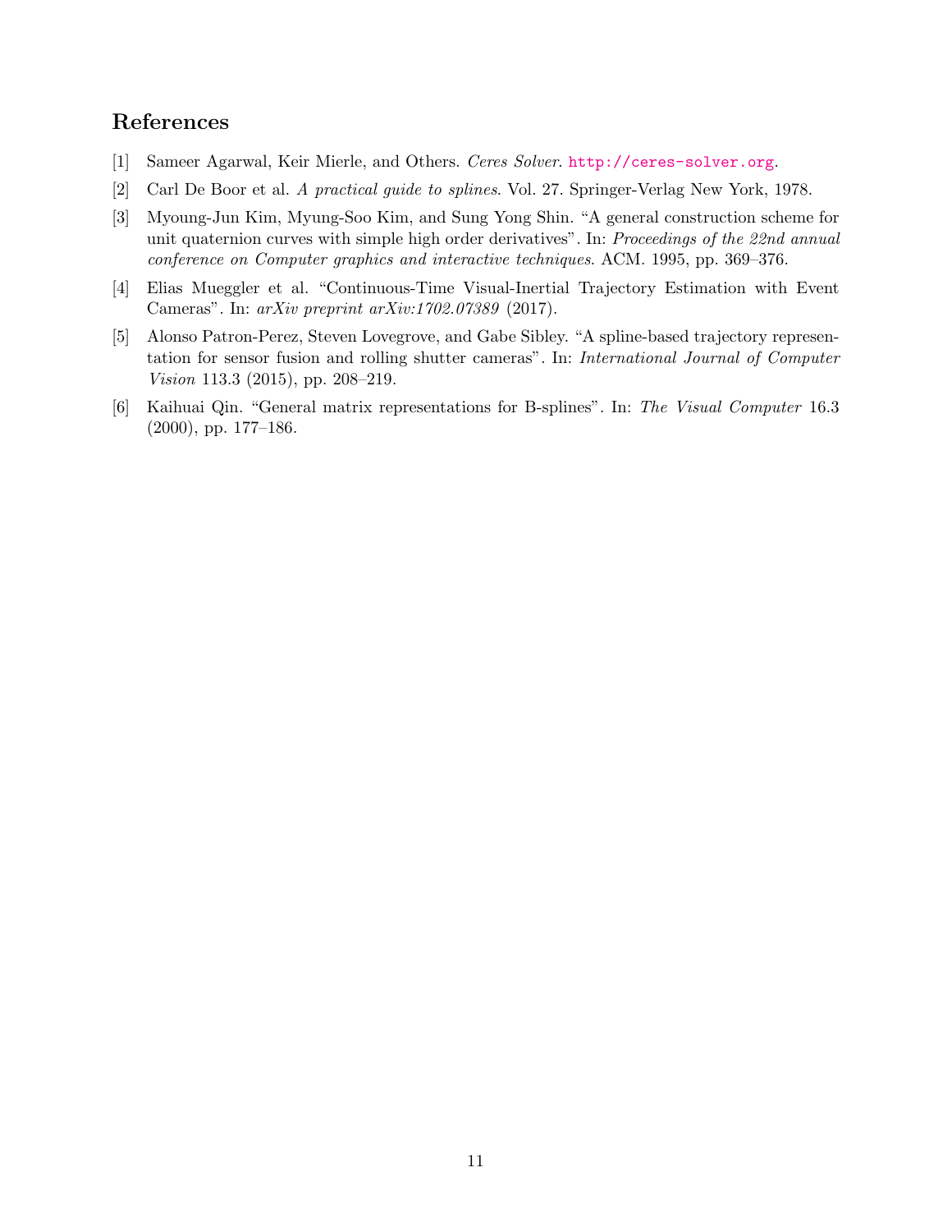## References

[1] Sameer Agarwal, Keir Mierle, and Others. *Ceres Solver*. http://ceres-solver.org.

[2] Carl De Boor et al. *A practical guide to splines*. Vol. 27. Springer-Verlag New York, 1978.

[3] Myoung-Jun Kim, Myung-Soo Kim, and Sung Yong Shin. "A general construction scheme for unit quaternion curves with simple high order derivatives". In: *Proceedings of the 22nd annual conference on Computer graphics and interactive techniques*. ACM. 1995, pp. 369–376.

[4] Elias Mueggler et al. "Continuous-Time Visual-Inertial Trajectory Estimation with Event Cameras". In: *arXiv preprint arXiv:1702.07389* (2017).

[5] Alonso Patron-Perez, Steven Lovegrove, and Gabe Sibley. "A spline-based trajectory representation for sensor fusion and rolling shutter cameras". In: *International Journal of Computer Vision* 113.3 (2015), pp. 208–219.

[6] Kaihuai Qin. "General matrix representations for B-splines". In: *The Visual Computer* 16.3 (2000), pp. 177–186.